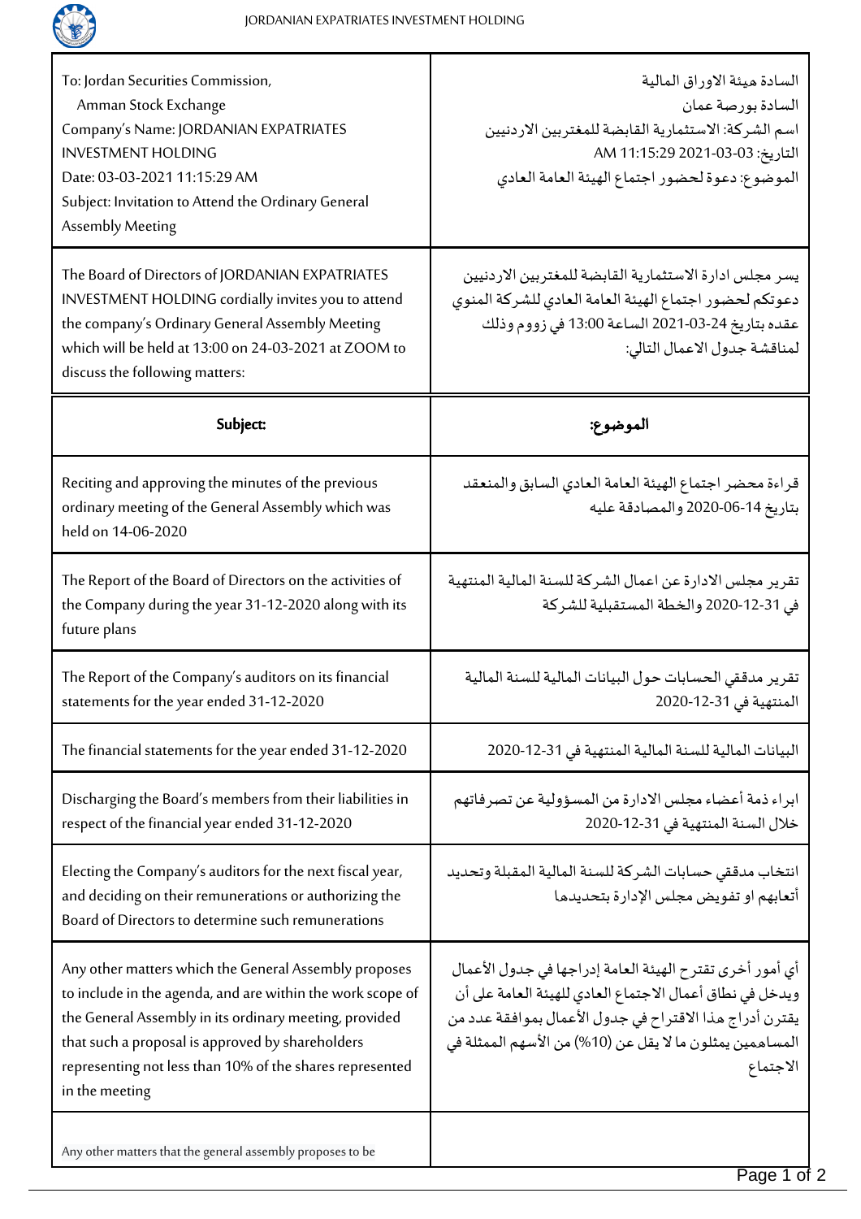| To: Jordan Securities Commission,<br>Amman Stock Exchange<br>Company's Name: JORDANIAN EXPATRIATES INVESTMENT HOLDING<br>Date: 03-03-2021 11:15:29 AM<br>Subject: Invitation to Attend the Ordinary General Assembly Meeting | السادة هيئة الاوراق المالية<br>السادة بورصة عمان<br>اسم الشركة: الاستثمارية القابضة للمغتربين الاردنيين<br>التاريخ: 03-03-2021 11:15:29 AM<br>الموضوع: دعوة لحضور اجتماع الهيئة العامة العادي |
|---|---|
| The Board of Directors of JORDANIAN EXPATRIATES INVESTMENT HOLDING cordially invites you to attend the company's Ordinary General Assembly Meeting which will be held at 13:00 on 24-03-2021 at ZOOM to discuss the following matters: | يسر مجلس ادارة الاستثمارية القابضة للمغتربين الاردنيين دعوتكم لحضور اجتماع الهيئة العامة العادي للشركة المنوي عقده بتاريخ 24-03-2021 الساعة 13:00 في زووم وذلك لمناقشة جدول الاعمال التالي: |
| **Subject:** | **الموضوع:** |
| Reciting and approving the minutes of the previous ordinary meeting of the General Assembly which was held on 14-06-2020 | قراءة محضر اجتماع الهيئة العامة العادي السابق والمنعقد بتاريخ 14-06-2020 والمصادقة عليه |
| The Report of the Board of Directors on the activities of the Company during the year 31-12-2020 along with its future plans | تقرير مجلس الادارة عن اعمال الشركة للسنة المالية المنتهية في 31-12-2020 والخطة المستقبلية للشركة |
| The Report of the Company's auditors on its financial statements for the year ended 31-12-2020 | تقرير مدققي الحسابات حول البيانات المالية للسنة المالية المنتهية في 31-12-2020 |
| The financial statements for the year ended 31-12-2020 | البيانات المالية للسنة المالية المنتهية في 31-12-2020 |
| Discharging the Board's members from their liabilities in respect of the financial year ended 31-12-2020 | ابراء ذمة أعضاء مجلس الادارة من المسؤولية عن تصرفاتهم خلال السنة المنتهية في 31-12-2020 |
| Electing the Company's auditors for the next fiscal year, and deciding on their remunerations or authorizing the Board of Directors to determine such remunerations | انتخاب مدققي حسابات الشركة للسنة المالية المقبلة وتحديد أتعابهم او تفويض مجلس الإدارة بتحديدها |
| Any other matters which the General Assembly proposes to include in the agenda, and are within the work scope of the General Assembly in its ordinary meeting, provided that such a proposal is approved by shareholders representing not less than 10% of the shares represented in the meeting | أي أمور أخرى تقترح الهيئة العامة إدراجها في جدول الأعمال ويدخل في نطاق أعمال الاجتماع العادي للهيئة العامة على أن يقترن أدراج هذا الاقتراح في جدول الأعمال بموافقة عدد من المساهمين يمثلون ما لا يقل عن (10%) من الأسهم الممثلة في الاجتماع |
| Any other matters that the general assembly proposes to be | |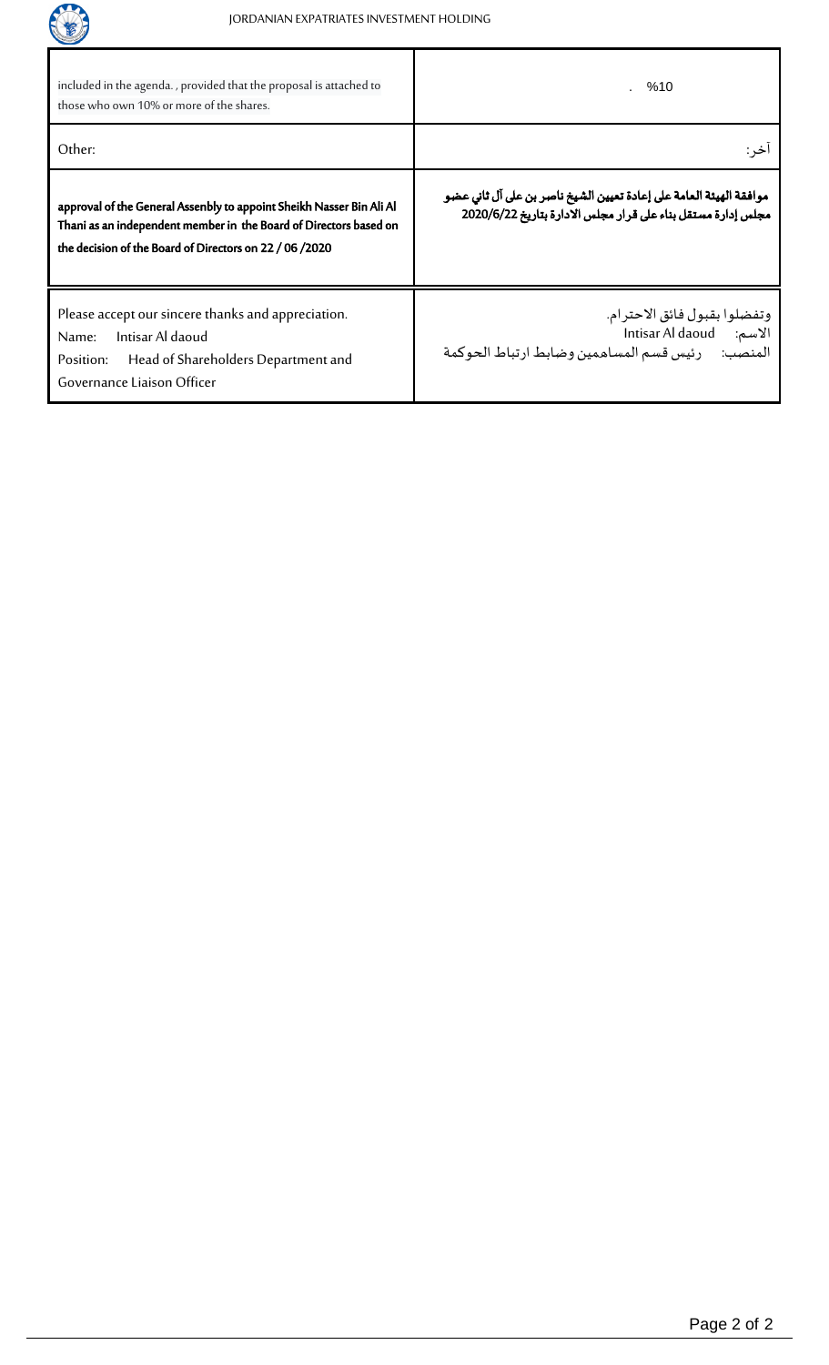| | |
|---|---|
| included in the agenda. , provided that the proposal is attached to those who own 10% or more of the shares. | . %10 |
| Other: | آخر: |
| **approval of the General Assenbly to appoint Sheikh Nasser Bin Ali Al Thani as an independent member in the Board of Directors based on the decision of the Board of Directors on 22 / 06 /2020** | **موافقة الهيئة العامة على إعادة تعيين الشيخ ناصر بن علي آل ثاني عضو مجلس إدارة مستقل بناء على قرار مجلس الادارة بتاريخ 2020/6/22** |
| Please accept our sincere thanks and appreciation.<br>Name: Intisar Al daoud<br>Position: Head of Shareholders Department and Governance Liaison Officer | وتفضلوا بقبول فائق الاحترام.<br>الاسم: Intisar Al daoud<br>المنصب: رئيس قسم المساهمين وضابط ارتباط الحوكمة |